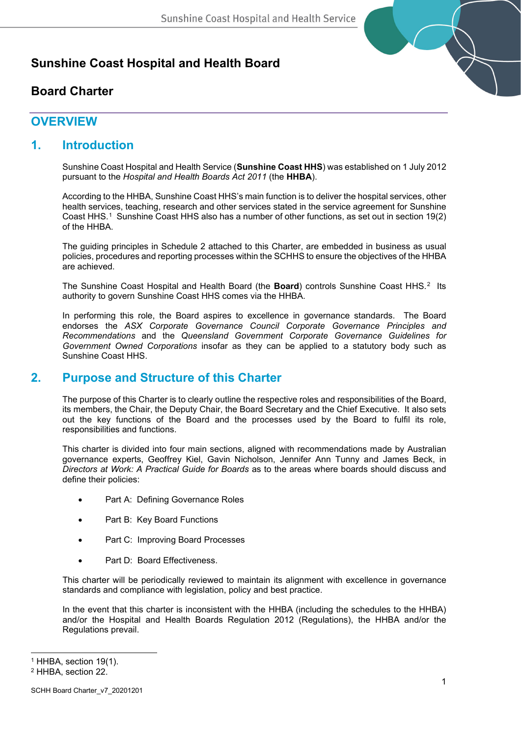# Sunshine Coast Hospital and Health Board

## Board Charter

## OVERVIEW

## 1. Introduction

Sunshine Coast Hospital and Health Service (**Sunshine Coast HHS**) was established on 1 July 2012 pursuant to the *Hospital and Health Boards Act 2011* (the **HHBA**).

According to the HHBA, Sunshine Coast HHS's main function is to deliver the hospital services, other health services, teaching, research and other services stated in the service agreement for Sunshine Coast HHS.[1] Sunshine Coast HHS also has a number of other functions, as set out in section 19(2) of the HHBA.

The guiding principles in Schedule 2 attached to this Charter, are embedded in business as usual policies, procedures and reporting processes within the SCHHS to ensure the objectives of the HHBA are achieved.

The Sunshine Coast Hospital and Health Board (the **Board**) controls Sunshine Coast HHS.[2] Its authority to govern Sunshine Coast HHS comes via the HHBA.

In performing this role, the Board aspires to excellence in governance standards. The Board endorses the *ASX Corporate Governance Council Corporate Governance Principles and Recommendations* and the *Queensland Government Corporate Governance Guidelines for Government Owned Corporations* insofar as they can be applied to a statutory body such as Sunshine Coast HHS.

## 2. Purpose and Structure of this Charter

The purpose of this Charter is to clearly outline the respective roles and responsibilities of the Board, its members, the Chair, the Deputy Chair, the Board Secretary and the Chief Executive. It also sets out the key functions of the Board and the processes used by the Board to fulfil its role, responsibilities and functions.

This charter is divided into four main sections, aligned with recommendations made by Australian governance experts, Geoffrey Kiel, Gavin Nicholson, Jennifer Ann Tunny and James Beck, in *Directors at Work: A Practical Guide for Boards* as to the areas where boards should discuss and define their policies:

- Part A: Defining Governance Roles
- Part B: Key Board Functions
- Part C: Improving Board Processes
- Part D: Board Effectiveness.

This charter will be periodically reviewed to maintain its alignment with excellence in governance standards and compliance with legislation, policy and best practice.

In the event that this charter is inconsistent with the HHBA (including the schedules to the HHBA) and/or the Hospital and Health Boards Regulation 2012 (Regulations), the HHBA and/or the Regulations prevail.

---

[1] HHBA, section 19(1).

[2] HHBA, section 22.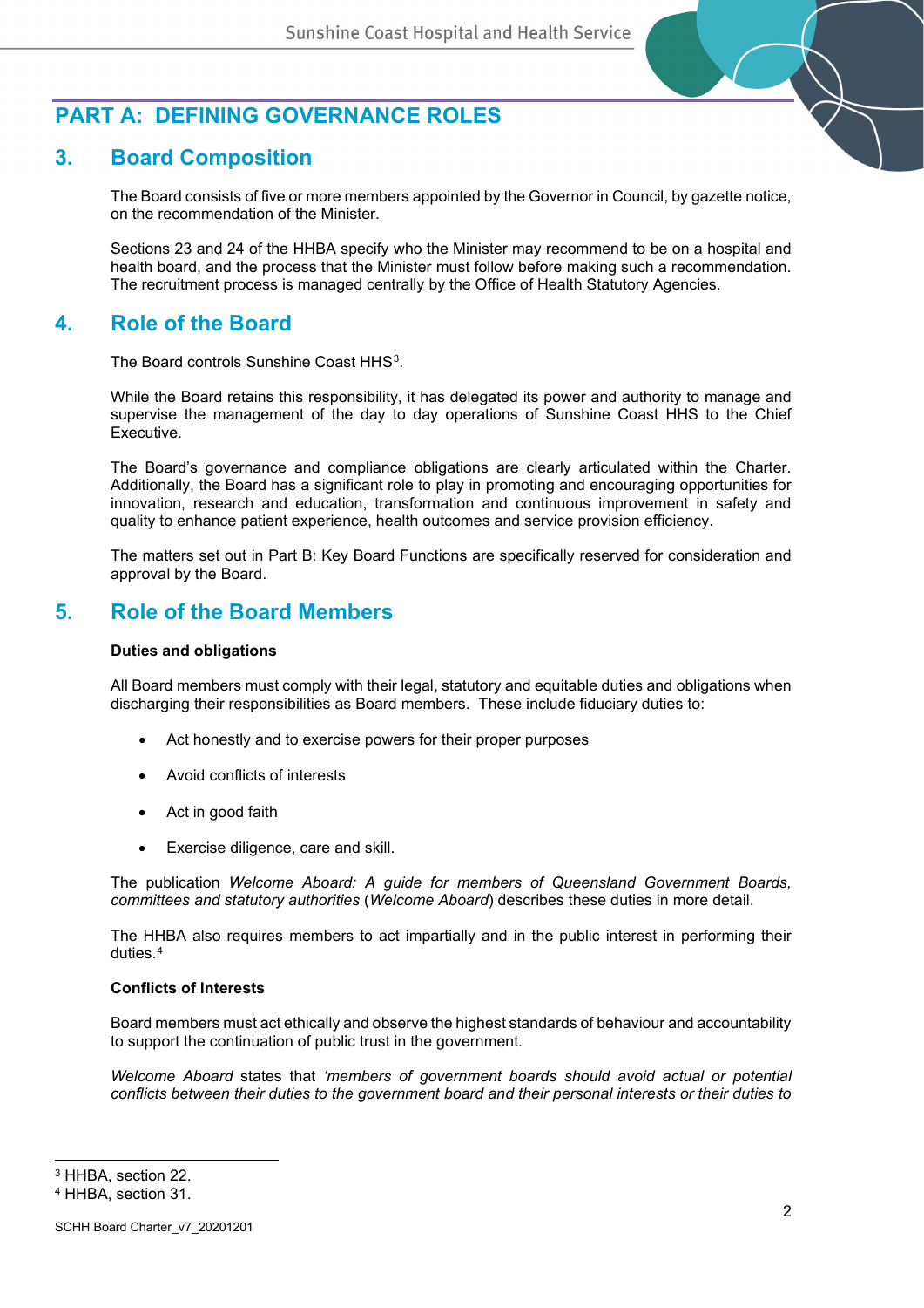# PART A: DEFINING GOVERNANCE ROLES

## 3. Board Composition

The Board consists of five or more members appointed by the Governor in Council, by gazette notice, on the recommendation of the Minister.

Sections 23 and 24 of the HHBA specify who the Minister may recommend to be on a hospital and health board, and the process that the Minister must follow before making such a recommendation. The recruitment process is managed centrally by the Office of Health Statutory Agencies.

## 4. Role of the Board

The Board controls Sunshine Coast HHS[3].

While the Board retains this responsibility, it has delegated its power and authority to manage and supervise the management of the day to day operations of Sunshine Coast HHS to the Chief Executive.

The Board's governance and compliance obligations are clearly articulated within the Charter. Additionally, the Board has a significant role to play in promoting and encouraging opportunities for innovation, research and education, transformation and continuous improvement in safety and quality to enhance patient experience, health outcomes and service provision efficiency.

The matters set out in Part B: Key Board Functions are specifically reserved for consideration and approval by the Board.

## 5. Role of the Board Members

**Duties and obligations**

All Board members must comply with their legal, statutory and equitable duties and obligations when discharging their responsibilities as Board members. These include fiduciary duties to:

- Act honestly and to exercise powers for their proper purposes
- Avoid conflicts of interests
- Act in good faith
- Exercise diligence, care and skill.

The publication *Welcome Aboard: A guide for members of Queensland Government Boards, committees and statutory authorities* (*Welcome Aboard*) describes these duties in more detail.

The HHBA also requires members to act impartially and in the public interest in performing their duties.[4]

**Conflicts of Interests**

Board members must act ethically and observe the highest standards of behaviour and accountability to support the continuation of public trust in the government.

*Welcome Aboard* states that *'members of government boards should avoid actual or potential conflicts between their duties to the government board and their personal interests or their duties to*

---

[3] HHBA, section 22.

[4] HHBA, section 31.

SCHH Board Charter_v7_20201201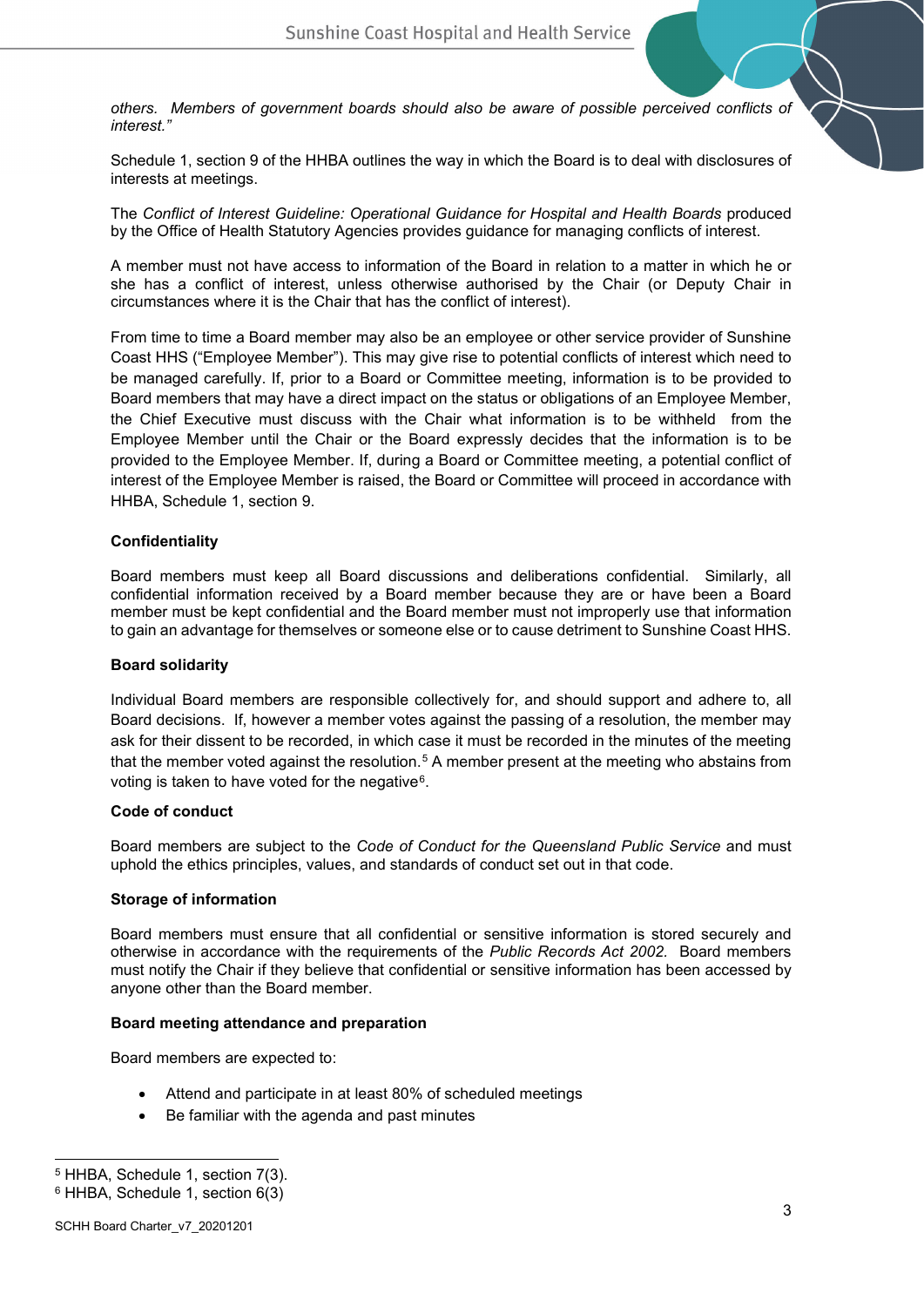*others. Members of government boards should also be aware of possible perceived conflicts of interest."*

Schedule 1, section 9 of the HHBA outlines the way in which the Board is to deal with disclosures of interests at meetings.

The *Conflict of Interest Guideline: Operational Guidance for Hospital and Health Boards* produced by the Office of Health Statutory Agencies provides guidance for managing conflicts of interest.

A member must not have access to information of the Board in relation to a matter in which he or she has a conflict of interest, unless otherwise authorised by the Chair (or Deputy Chair in circumstances where it is the Chair that has the conflict of interest).

From time to time a Board member may also be an employee or other service provider of Sunshine Coast HHS ("Employee Member"). This may give rise to potential conflicts of interest which need to be managed carefully. If, prior to a Board or Committee meeting, information is to be provided to Board members that may have a direct impact on the status or obligations of an Employee Member, the Chief Executive must discuss with the Chair what information is to be withheld from the Employee Member until the Chair or the Board expressly decides that the information is to be provided to the Employee Member. If, during a Board or Committee meeting, a potential conflict of interest of the Employee Member is raised, the Board or Committee will proceed in accordance with HHBA, Schedule 1, section 9.

**Confidentiality**

Board members must keep all Board discussions and deliberations confidential. Similarly, all confidential information received by a Board member because they are or have been a Board member must be kept confidential and the Board member must not improperly use that information to gain an advantage for themselves or someone else or to cause detriment to Sunshine Coast HHS.

**Board solidarity**

Individual Board members are responsible collectively for, and should support and adhere to, all Board decisions. If, however a member votes against the passing of a resolution, the member may ask for their dissent to be recorded, in which case it must be recorded in the minutes of the meeting that the member voted against the resolution.[5] A member present at the meeting who abstains from voting is taken to have voted for the negative[6].

**Code of conduct**

Board members are subject to the *Code of Conduct for the Queensland Public Service* and must uphold the ethics principles, values, and standards of conduct set out in that code.

**Storage of information**

Board members must ensure that all confidential or sensitive information is stored securely and otherwise in accordance with the requirements of the *Public Records Act 2002*. Board members must notify the Chair if they believe that confidential or sensitive information has been accessed by anyone other than the Board member.

**Board meeting attendance and preparation**

Board members are expected to:

- Attend and participate in at least 80% of scheduled meetings
- Be familiar with the agenda and past minutes

---

[5] HHBA, Schedule 1, section 7(3).

[6] HHBA, Schedule 1, section 6(3)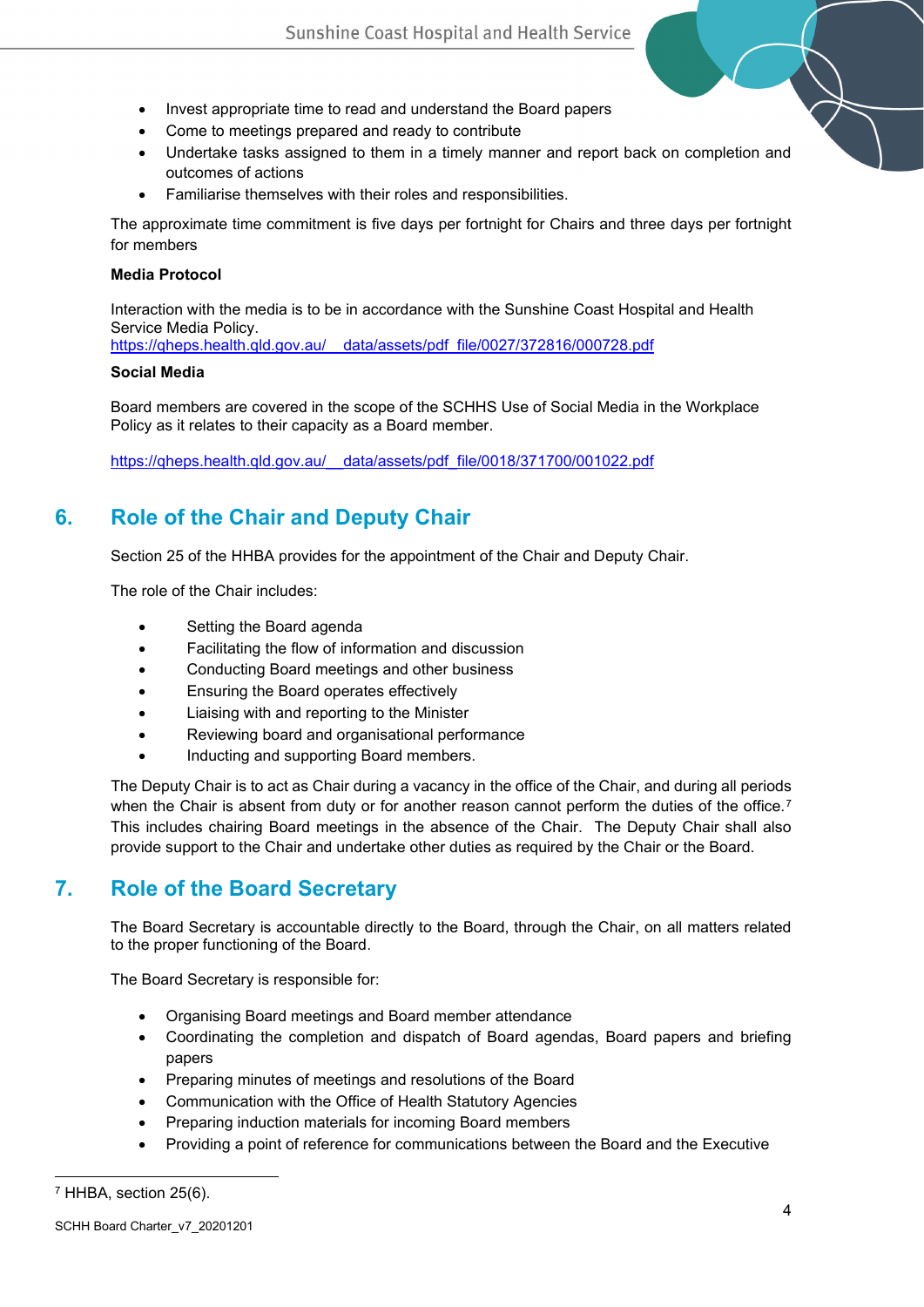- Invest appropriate time to read and understand the Board papers
- Come to meetings prepared and ready to contribute
- Undertake tasks assigned to them in a timely manner and report back on completion and outcomes of actions
- Familiarise themselves with their roles and responsibilities.

The approximate time commitment is five days per fortnight for Chairs and three days per fortnight for members

**Media Protocol**

Interaction with the media is to be in accordance with the Sunshine Coast Hospital and Health Service Media Policy.
https://qheps.health.qld.gov.au/__data/assets/pdf_file/0027/372816/000728.pdf

**Social Media**

Board members are covered in the scope of the SCHHS Use of Social Media in the Workplace Policy as it relates to their capacity as a Board member.

https://qheps.health.qld.gov.au/__data/assets/pdf_file/0018/371700/001022.pdf

## 6. Role of the Chair and Deputy Chair

Section 25 of the HHBA provides for the appointment of the Chair and Deputy Chair.

The role of the Chair includes:

- Setting the Board agenda
- Facilitating the flow of information and discussion
- Conducting Board meetings and other business
- Ensuring the Board operates effectively
- Liaising with and reporting to the Minister
- Reviewing board and organisational performance
- Inducting and supporting Board members.

The Deputy Chair is to act as Chair during a vacancy in the office of the Chair, and during all periods when the Chair is absent from duty or for another reason cannot perform the duties of the office.[7] This includes chairing Board meetings in the absence of the Chair. The Deputy Chair shall also provide support to the Chair and undertake other duties as required by the Chair or the Board.

## 7. Role of the Board Secretary

The Board Secretary is accountable directly to the Board, through the Chair, on all matters related to the proper functioning of the Board.

The Board Secretary is responsible for:

- Organising Board meetings and Board member attendance
- Coordinating the completion and dispatch of Board agendas, Board papers and briefing papers
- Preparing minutes of meetings and resolutions of the Board
- Communication with the Office of Health Statutory Agencies
- Preparing induction materials for incoming Board members
- Providing a point of reference for communications between the Board and the Executive

[7] HHBA, section 25(6).

SCHH Board Charter_v7_20201201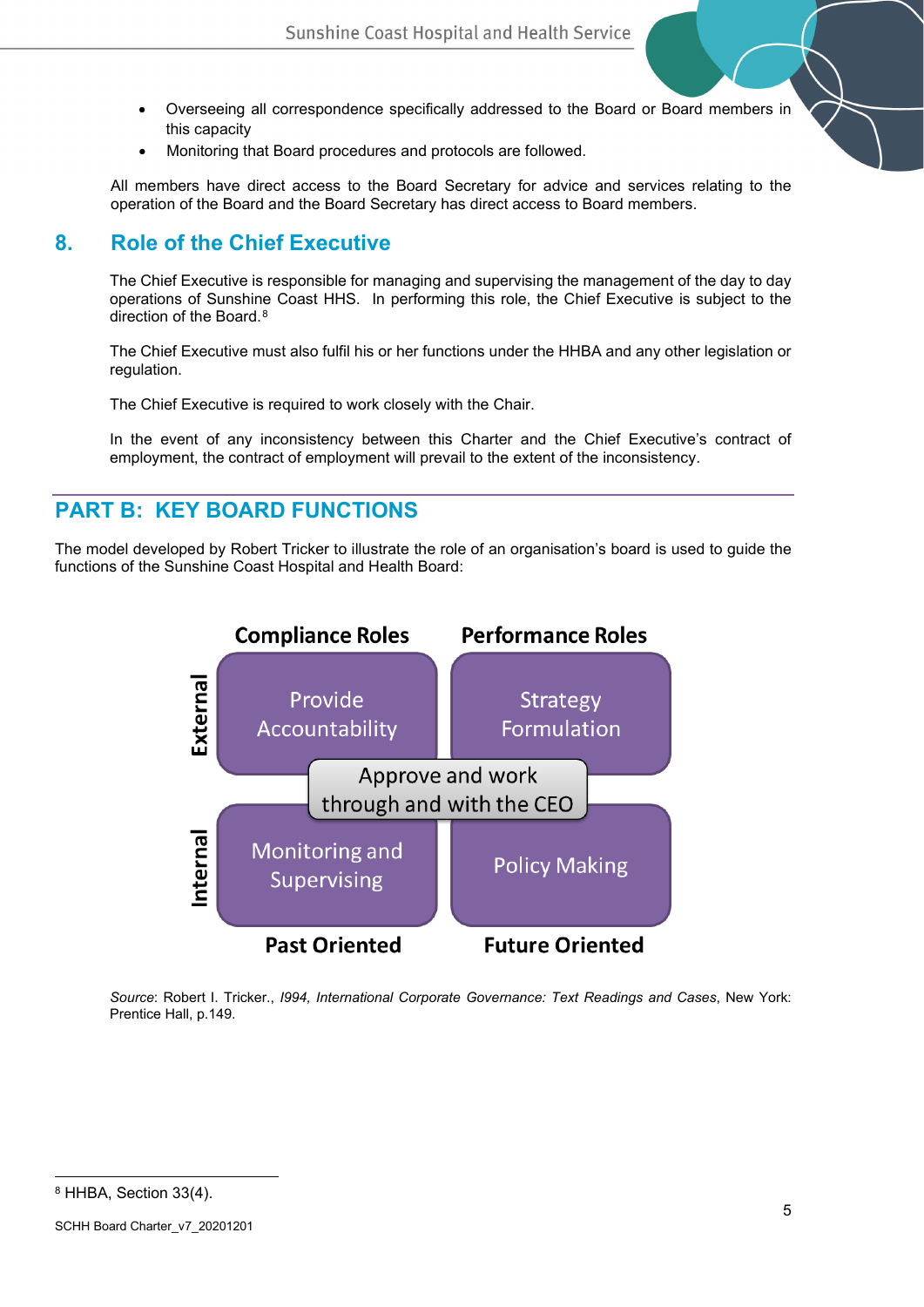- Overseeing all correspondence specifically addressed to the Board or Board members in this capacity
- Monitoring that Board procedures and protocols are followed.

All members have direct access to the Board Secretary for advice and services relating to the operation of the Board and the Board Secretary has direct access to Board members.

## 8. Role of the Chief Executive

The Chief Executive is responsible for managing and supervising the management of the day to day operations of Sunshine Coast HHS. In performing this role, the Chief Executive is subject to the direction of the Board.[8]

The Chief Executive must also fulfil his or her functions under the HHBA and any other legislation or regulation.

The Chief Executive is required to work closely with the Chair.

In the event of any inconsistency between this Charter and the Chief Executive's contract of employment, the contract of employment will prevail to the extent of the inconsistency.

# PART B: KEY BOARD FUNCTIONS

The model developed by Robert Tricker to illustrate the role of an organisation's board is used to guide the functions of the Sunshine Coast Hospital and Health Board:

| | Compliance Roles | Performance Roles |
|---|---|---|
| External | Provide Accountability | Strategy Formulation |
| Internal | Monitoring and Supervising | Policy Making |
| | Past Oriented | Future Oriented |

Approve and work through and with the CEO

*Source*: Robert I. Tricker., *I994, International Corporate Governance: Text Readings and Cases*, New York: Prentice Hall, p.149.

---

[8] HHBA, Section 33(4).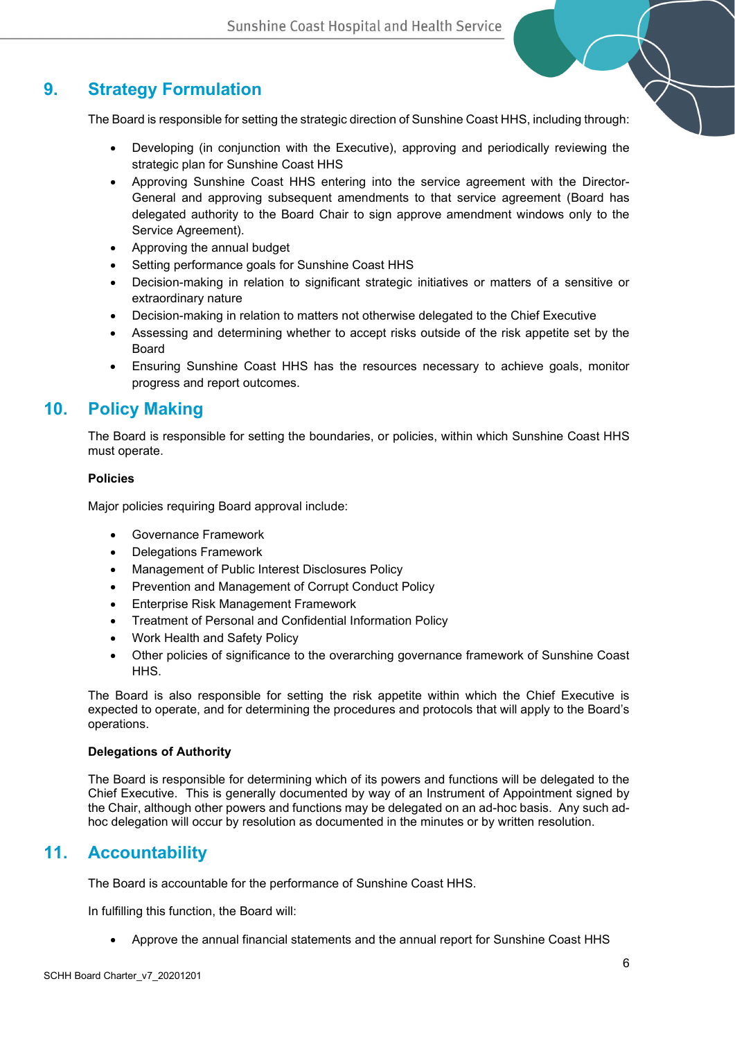## 9. Strategy Formulation

The Board is responsible for setting the strategic direction of Sunshine Coast HHS, including through:

- Developing (in conjunction with the Executive), approving and periodically reviewing the strategic plan for Sunshine Coast HHS
- Approving Sunshine Coast HHS entering into the service agreement with the Director-General and approving subsequent amendments to that service agreement (Board has delegated authority to the Board Chair to sign approve amendment windows only to the Service Agreement).
- Approving the annual budget
- Setting performance goals for Sunshine Coast HHS
- Decision-making in relation to significant strategic initiatives or matters of a sensitive or extraordinary nature
- Decision-making in relation to matters not otherwise delegated to the Chief Executive
- Assessing and determining whether to accept risks outside of the risk appetite set by the Board
- Ensuring Sunshine Coast HHS has the resources necessary to achieve goals, monitor progress and report outcomes.

## 10. Policy Making

The Board is responsible for setting the boundaries, or policies, within which Sunshine Coast HHS must operate.

**Policies**

Major policies requiring Board approval include:

- Governance Framework
- Delegations Framework
- Management of Public Interest Disclosures Policy
- Prevention and Management of Corrupt Conduct Policy
- Enterprise Risk Management Framework
- Treatment of Personal and Confidential Information Policy
- Work Health and Safety Policy
- Other policies of significance to the overarching governance framework of Sunshine Coast HHS.

The Board is also responsible for setting the risk appetite within which the Chief Executive is expected to operate, and for determining the procedures and protocols that will apply to the Board's operations.

**Delegations of Authority**

The Board is responsible for determining which of its powers and functions will be delegated to the Chief Executive. This is generally documented by way of an Instrument of Appointment signed by the Chair, although other powers and functions may be delegated on an ad-hoc basis. Any such ad-hoc delegation will occur by resolution as documented in the minutes or by written resolution.

## 11. Accountability

The Board is accountable for the performance of Sunshine Coast HHS.

In fulfilling this function, the Board will:

- Approve the annual financial statements and the annual report for Sunshine Coast HHS

SCHH Board Charter_v7_20201201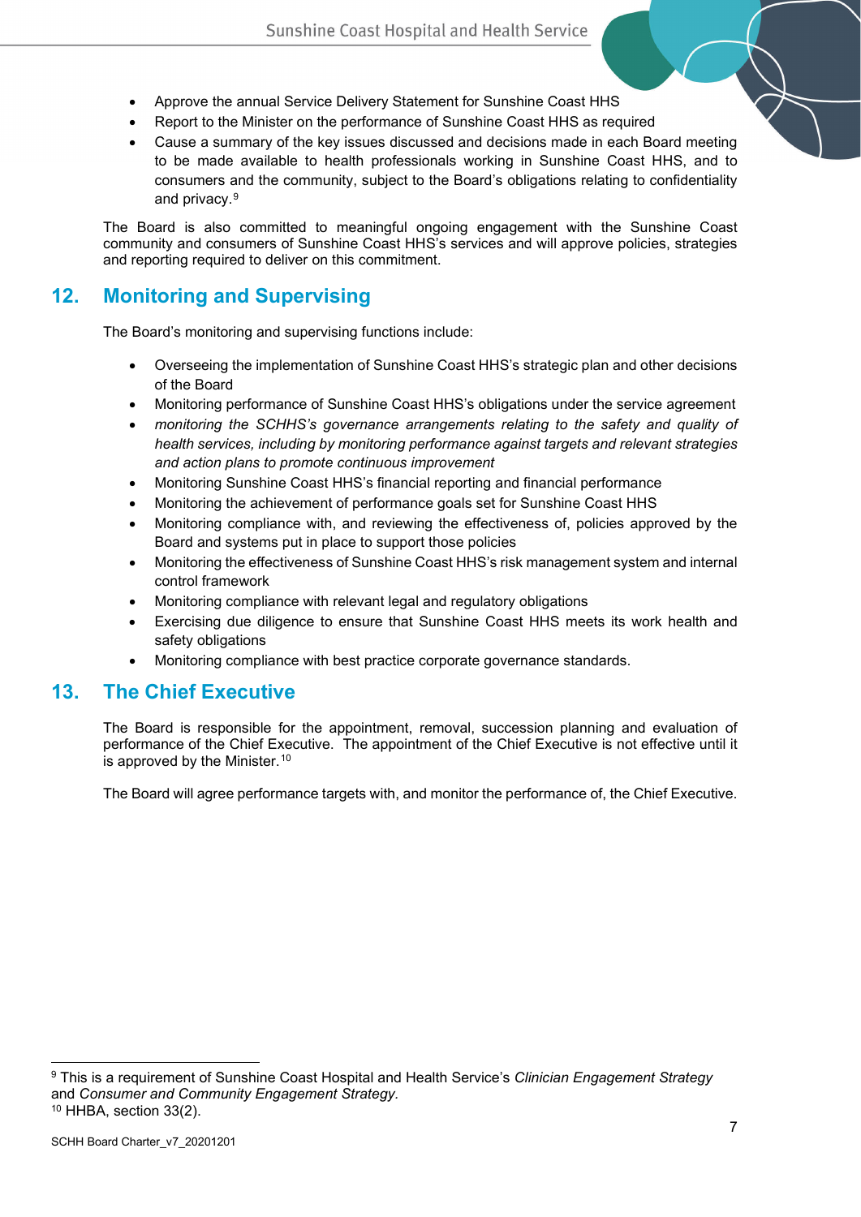- Approve the annual Service Delivery Statement for Sunshine Coast HHS
- Report to the Minister on the performance of Sunshine Coast HHS as required
- Cause a summary of the key issues discussed and decisions made in each Board meeting to be made available to health professionals working in Sunshine Coast HHS, and to consumers and the community, subject to the Board's obligations relating to confidentiality and privacy.[9]

The Board is also committed to meaningful ongoing engagement with the Sunshine Coast community and consumers of Sunshine Coast HHS's services and will approve policies, strategies and reporting required to deliver on this commitment.

## 12. Monitoring and Supervising

The Board's monitoring and supervising functions include:

- Overseeing the implementation of Sunshine Coast HHS's strategic plan and other decisions of the Board
- Monitoring performance of Sunshine Coast HHS's obligations under the service agreement
- *monitoring the SCHHS's governance arrangements relating to the safety and quality of health services, including by monitoring performance against targets and relevant strategies and action plans to promote continuous improvement*
- Monitoring Sunshine Coast HHS's financial reporting and financial performance
- Monitoring the achievement of performance goals set for Sunshine Coast HHS
- Monitoring compliance with, and reviewing the effectiveness of, policies approved by the Board and systems put in place to support those policies
- Monitoring the effectiveness of Sunshine Coast HHS's risk management system and internal control framework
- Monitoring compliance with relevant legal and regulatory obligations
- Exercising due diligence to ensure that Sunshine Coast HHS meets its work health and safety obligations
- Monitoring compliance with best practice corporate governance standards.

## 13. The Chief Executive

The Board is responsible for the appointment, removal, succession planning and evaluation of performance of the Chief Executive. The appointment of the Chief Executive is not effective until it is approved by the Minister.[10]

The Board will agree performance targets with, and monitor the performance of, the Chief Executive.

---

[9] This is a requirement of Sunshine Coast Hospital and Health Service's *Clinician Engagement Strategy* and *Consumer and Community Engagement Strategy*.

[10] HHBA, section 33(2).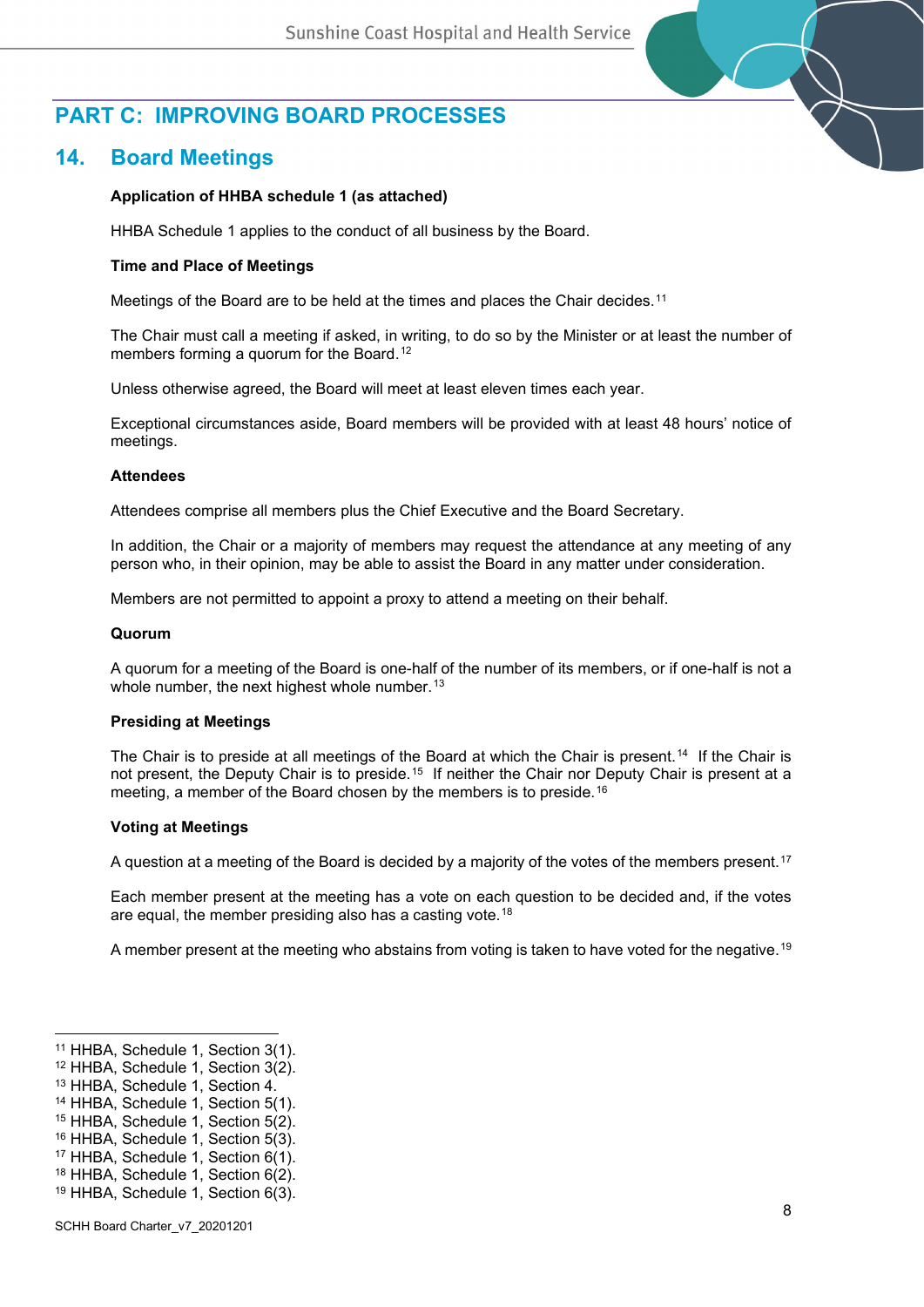# PART C: IMPROVING BOARD PROCESSES

## 14. Board Meetings

**Application of HHBA schedule 1 (as attached)**

HHBA Schedule 1 applies to the conduct of all business by the Board.

**Time and Place of Meetings**

Meetings of the Board are to be held at the times and places the Chair decides.[11]

The Chair must call a meeting if asked, in writing, to do so by the Minister or at least the number of members forming a quorum for the Board.[12]

Unless otherwise agreed, the Board will meet at least eleven times each year.

Exceptional circumstances aside, Board members will be provided with at least 48 hours' notice of meetings.

**Attendees**

Attendees comprise all members plus the Chief Executive and the Board Secretary.

In addition, the Chair or a majority of members may request the attendance at any meeting of any person who, in their opinion, may be able to assist the Board in any matter under consideration.

Members are not permitted to appoint a proxy to attend a meeting on their behalf.

**Quorum**

A quorum for a meeting of the Board is one-half of the number of its members, or if one-half is not a whole number, the next highest whole number.[13]

**Presiding at Meetings**

The Chair is to preside at all meetings of the Board at which the Chair is present.[14] If the Chair is not present, the Deputy Chair is to preside.[15] If neither the Chair nor Deputy Chair is present at a meeting, a member of the Board chosen by the members is to preside.[16]

**Voting at Meetings**

A question at a meeting of the Board is decided by a majority of the votes of the members present.[17]

Each member present at the meeting has a vote on each question to be decided and, if the votes are equal, the member presiding also has a casting vote.[18]

A member present at the meeting who abstains from voting is taken to have voted for the negative.[19]

---

[11] HHBA, Schedule 1, Section 3(1).
[12] HHBA, Schedule 1, Section 3(2).
[13] HHBA, Schedule 1, Section 4.
[14] HHBA, Schedule 1, Section 5(1).
[15] HHBA, Schedule 1, Section 5(2).
[16] HHBA, Schedule 1, Section 5(3).
[17] HHBA, Schedule 1, Section 6(1).
[18] HHBA, Schedule 1, Section 6(2).
[19] HHBA, Schedule 1, Section 6(3).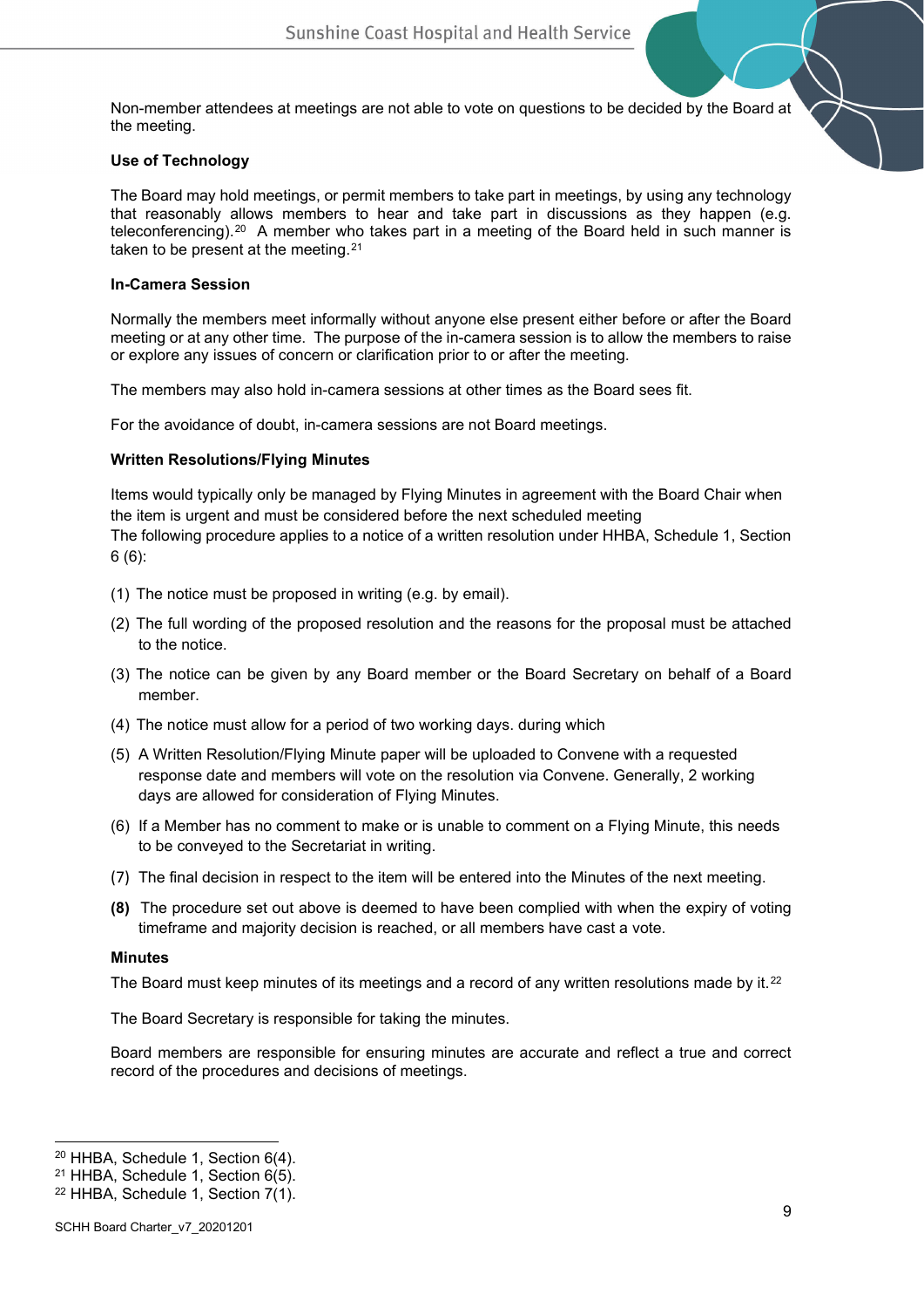Non-member attendees at meetings are not able to vote on questions to be decided by the Board at the meeting.

**Use of Technology**

The Board may hold meetings, or permit members to take part in meetings, by using any technology that reasonably allows members to hear and take part in discussions as they happen (e.g. teleconferencing).[20] A member who takes part in a meeting of the Board held in such manner is taken to be present at the meeting.[21]

**In-Camera Session**

Normally the members meet informally without anyone else present either before or after the Board meeting or at any other time. The purpose of the in-camera session is to allow the members to raise or explore any issues of concern or clarification prior to or after the meeting.

The members may also hold in-camera sessions at other times as the Board sees fit.

For the avoidance of doubt, in-camera sessions are not Board meetings.

**Written Resolutions/Flying Minutes**

Items would typically only be managed by Flying Minutes in agreement with the Board Chair when the item is urgent and must be considered before the next scheduled meeting
The following procedure applies to a notice of a written resolution under HHBA, Schedule 1, Section 6 (6):

(1) The notice must be proposed in writing (e.g. by email).

(2) The full wording of the proposed resolution and the reasons for the proposal must be attached to the notice.

(3) The notice can be given by any Board member or the Board Secretary on behalf of a Board member.

(4) The notice must allow for a period of two working days. during which

(5) A Written Resolution/Flying Minute paper will be uploaded to Convene with a requested response date and members will vote on the resolution via Convene. Generally, 2 working days are allowed for consideration of Flying Minutes.

(6) If a Member has no comment to make or is unable to comment on a Flying Minute, this needs to be conveyed to the Secretariat in writing.

(7) The final decision in respect to the item will be entered into the Minutes of the next meeting.

**(8)** The procedure set out above is deemed to have been complied with when the expiry of voting timeframe and majority decision is reached, or all members have cast a vote.

**Minutes**

The Board must keep minutes of its meetings and a record of any written resolutions made by it.[22]

The Board Secretary is responsible for taking the minutes.

Board members are responsible for ensuring minutes are accurate and reflect a true and correct record of the procedures and decisions of meetings.

---

[20] HHBA, Schedule 1, Section 6(4).
[21] HHBA, Schedule 1, Section 6(5).
[22] HHBA, Schedule 1, Section 7(1).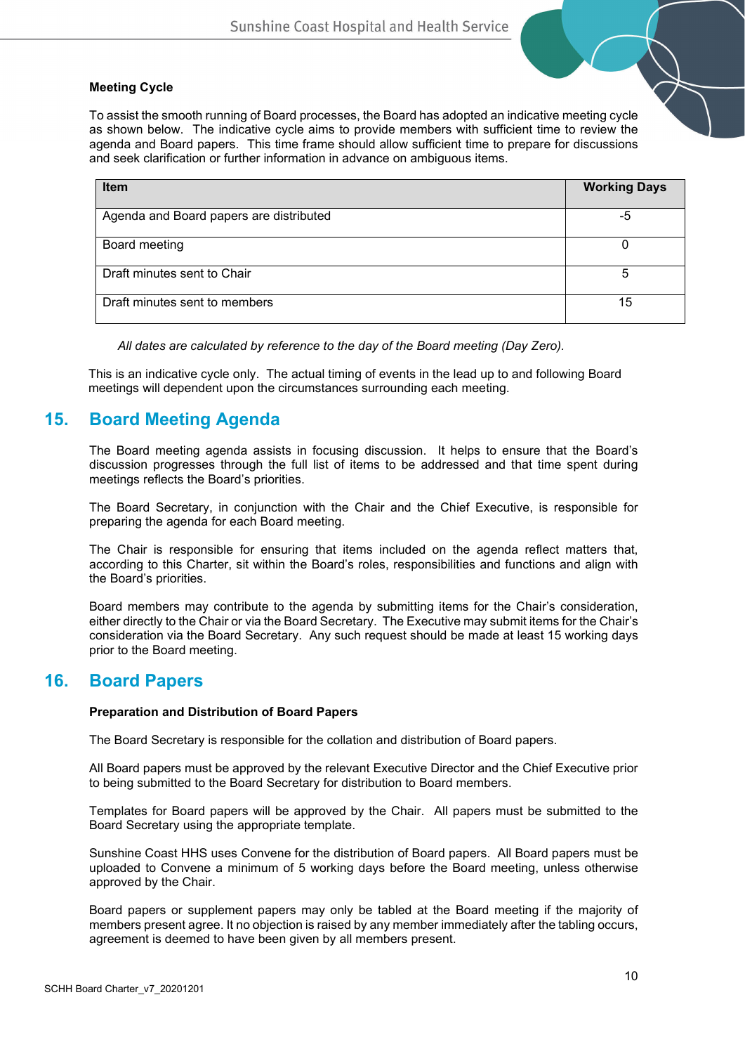**Meeting Cycle**

To assist the smooth running of Board processes, the Board has adopted an indicative meeting cycle as shown below. The indicative cycle aims to provide members with sufficient time to review the agenda and Board papers. This time frame should allow sufficient time to prepare for discussions and seek clarification or further information in advance on ambiguous items.

| Item | Working Days |
|---|---|
| Agenda and Board papers are distributed | -5 |
| Board meeting | 0 |
| Draft minutes sent to Chair | 5 |
| Draft minutes sent to members | 15 |

*All dates are calculated by reference to the day of the Board meeting (Day Zero).*

This is an indicative cycle only. The actual timing of events in the lead up to and following Board meetings will dependent upon the circumstances surrounding each meeting.

## 15. Board Meeting Agenda

The Board meeting agenda assists in focusing discussion. It helps to ensure that the Board's discussion progresses through the full list of items to be addressed and that time spent during meetings reflects the Board's priorities.

The Board Secretary, in conjunction with the Chair and the Chief Executive, is responsible for preparing the agenda for each Board meeting.

The Chair is responsible for ensuring that items included on the agenda reflect matters that, according to this Charter, sit within the Board's roles, responsibilities and functions and align with the Board's priorities.

Board members may contribute to the agenda by submitting items for the Chair's consideration, either directly to the Chair or via the Board Secretary. The Executive may submit items for the Chair's consideration via the Board Secretary. Any such request should be made at least 15 working days prior to the Board meeting.

## 16. Board Papers

**Preparation and Distribution of Board Papers**

The Board Secretary is responsible for the collation and distribution of Board papers.

All Board papers must be approved by the relevant Executive Director and the Chief Executive prior to being submitted to the Board Secretary for distribution to Board members.

Templates for Board papers will be approved by the Chair. All papers must be submitted to the Board Secretary using the appropriate template.

Sunshine Coast HHS uses Convene for the distribution of Board papers. All Board papers must be uploaded to Convene a minimum of 5 working days before the Board meeting, unless otherwise approved by the Chair.

Board papers or supplement papers may only be tabled at the Board meeting if the majority of members present agree. It no objection is raised by any member immediately after the tabling occurs, agreement is deemed to have been given by all members present.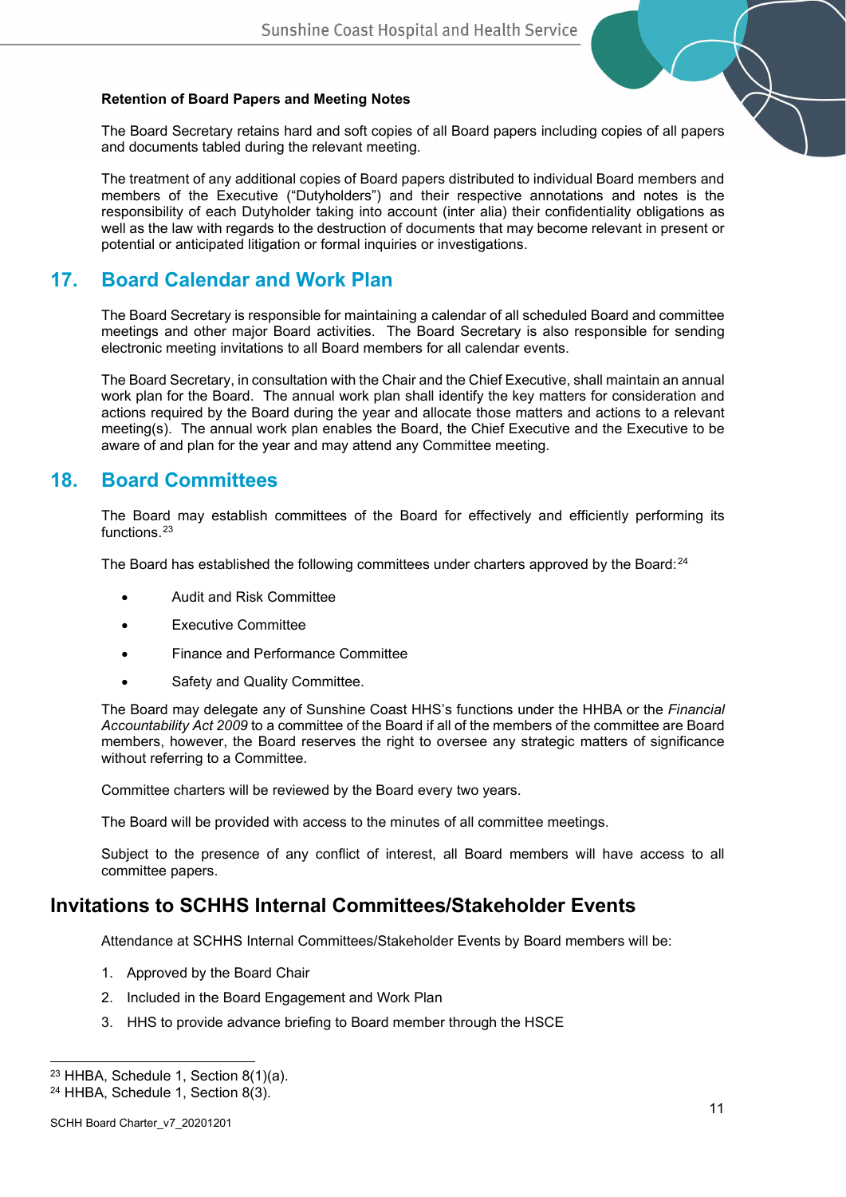**Retention of Board Papers and Meeting Notes**

The Board Secretary retains hard and soft copies of all Board papers including copies of all papers and documents tabled during the relevant meeting.

The treatment of any additional copies of Board papers distributed to individual Board members and members of the Executive ("Dutyholders") and their respective annotations and notes is the responsibility of each Dutyholder taking into account (inter alia) their confidentiality obligations as well as the law with regards to the destruction of documents that may become relevant in present or potential or anticipated litigation or formal inquiries or investigations.

## 17. Board Calendar and Work Plan

The Board Secretary is responsible for maintaining a calendar of all scheduled Board and committee meetings and other major Board activities. The Board Secretary is also responsible for sending electronic meeting invitations to all Board members for all calendar events.

The Board Secretary, in consultation with the Chair and the Chief Executive, shall maintain an annual work plan for the Board. The annual work plan shall identify the key matters for consideration and actions required by the Board during the year and allocate those matters and actions to a relevant meeting(s). The annual work plan enables the Board, the Chief Executive and the Executive to be aware of and plan for the year and may attend any Committee meeting.

## 18. Board Committees

The Board may establish committees of the Board for effectively and efficiently performing its functions.[23]

The Board has established the following committees under charters approved by the Board:[24]

- Audit and Risk Committee
- Executive Committee
- Finance and Performance Committee
- Safety and Quality Committee.

The Board may delegate any of Sunshine Coast HHS's functions under the HHBA or the *Financial Accountability Act 2009* to a committee of the Board if all of the members of the committee are Board members, however, the Board reserves the right to oversee any strategic matters of significance without referring to a Committee.

Committee charters will be reviewed by the Board every two years.

The Board will be provided with access to the minutes of all committee meetings.

Subject to the presence of any conflict of interest, all Board members will have access to all committee papers.

## Invitations to SCHHS Internal Committees/Stakeholder Events

Attendance at SCHHS Internal Committees/Stakeholder Events by Board members will be:

1. Approved by the Board Chair
2. Included in the Board Engagement and Work Plan
3. HHS to provide advance briefing to Board member through the HSCE

---

[23] HHBA, Schedule 1, Section 8(1)(a).

[24] HHBA, Schedule 1, Section 8(3).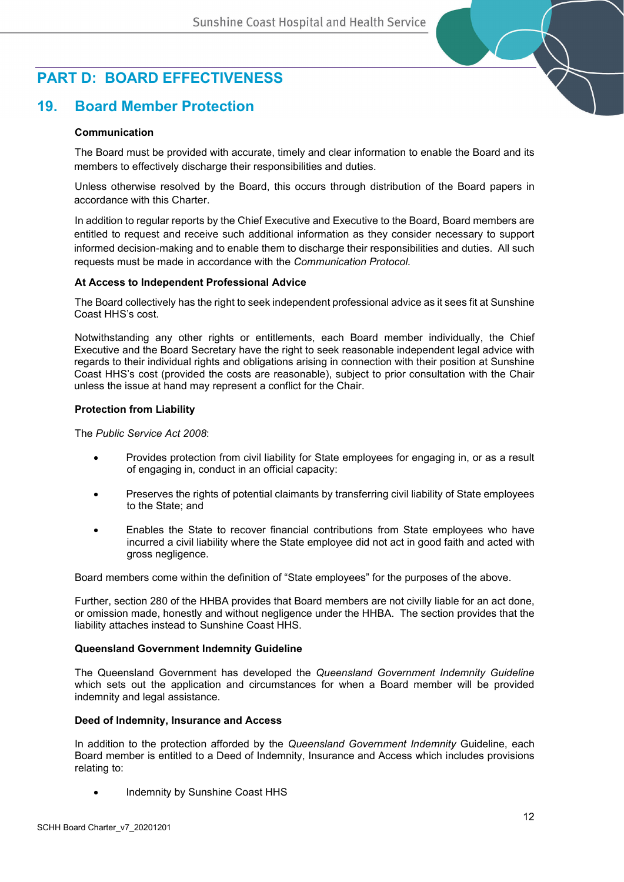# PART D: BOARD EFFECTIVENESS

## 19. Board Member Protection

**Communication**

The Board must be provided with accurate, timely and clear information to enable the Board and its members to effectively discharge their responsibilities and duties.

Unless otherwise resolved by the Board, this occurs through distribution of the Board papers in accordance with this Charter.

In addition to regular reports by the Chief Executive and Executive to the Board, Board members are entitled to request and receive such additional information as they consider necessary to support informed decision-making and to enable them to discharge their responsibilities and duties. All such requests must be made in accordance with the *Communication Protocol.*

**At Access to Independent Professional Advice**

The Board collectively has the right to seek independent professional advice as it sees fit at Sunshine Coast HHS's cost.

Notwithstanding any other rights or entitlements, each Board member individually, the Chief Executive and the Board Secretary have the right to seek reasonable independent legal advice with regards to their individual rights and obligations arising in connection with their position at Sunshine Coast HHS's cost (provided the costs are reasonable), subject to prior consultation with the Chair unless the issue at hand may represent a conflict for the Chair.

**Protection from Liability**

The *Public Service Act 2008*:

- Provides protection from civil liability for State employees for engaging in, or as a result of engaging in, conduct in an official capacity:
- Preserves the rights of potential claimants by transferring civil liability of State employees to the State; and
- Enables the State to recover financial contributions from State employees who have incurred a civil liability where the State employee did not act in good faith and acted with gross negligence.

Board members come within the definition of "State employees" for the purposes of the above.

Further, section 280 of the HHBA provides that Board members are not civilly liable for an act done, or omission made, honestly and without negligence under the HHBA. The section provides that the liability attaches instead to Sunshine Coast HHS.

**Queensland Government Indemnity Guideline**

The Queensland Government has developed the *Queensland Government Indemnity Guideline* which sets out the application and circumstances for when a Board member will be provided indemnity and legal assistance.

**Deed of Indemnity, Insurance and Access**

In addition to the protection afforded by the *Queensland Government Indemnity* Guideline, each Board member is entitled to a Deed of Indemnity, Insurance and Access which includes provisions relating to:

- Indemnity by Sunshine Coast HHS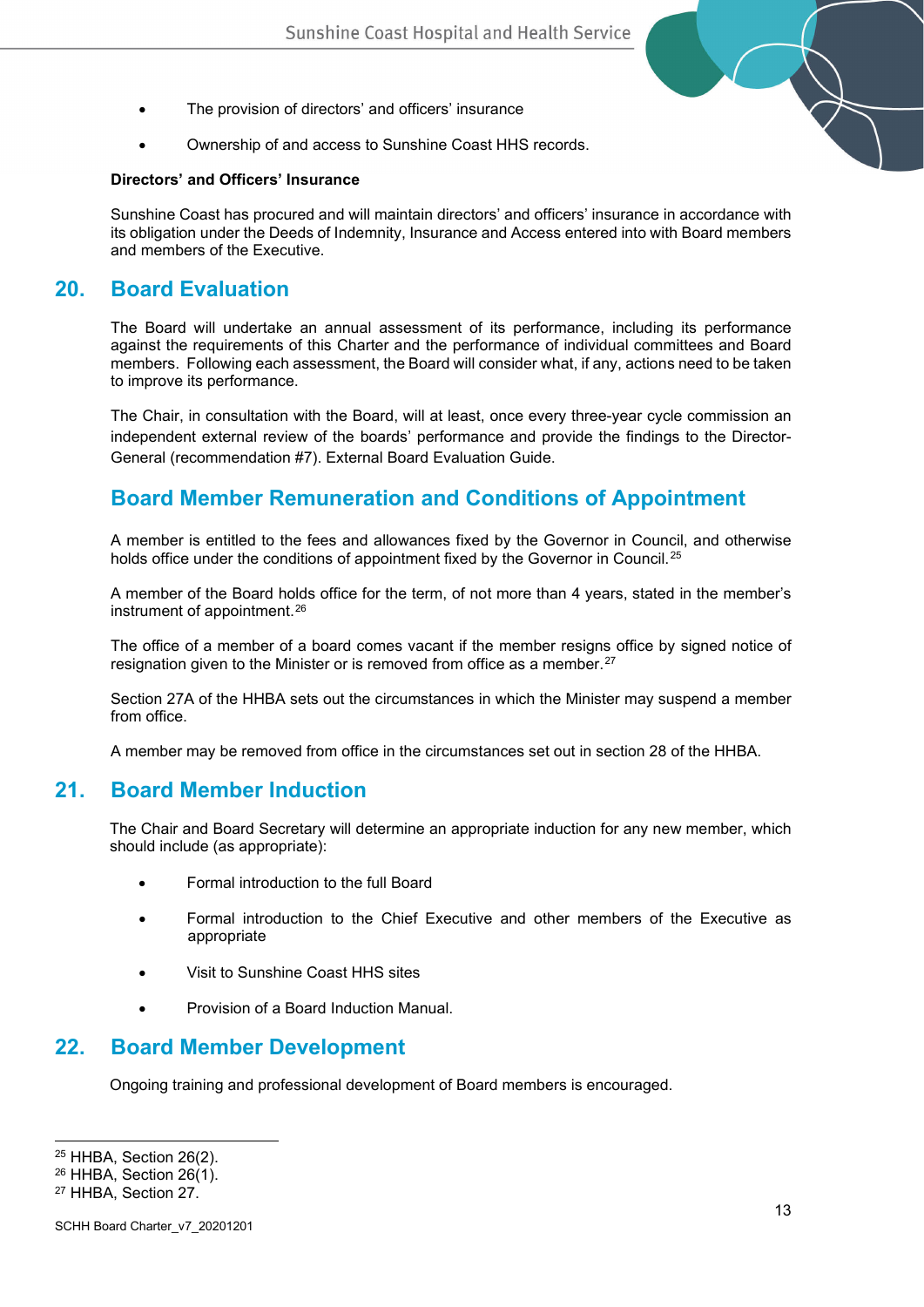- The provision of directors' and officers' insurance
- Ownership of and access to Sunshine Coast HHS records.

**Directors' and Officers' Insurance**

Sunshine Coast has procured and will maintain directors' and officers' insurance in accordance with its obligation under the Deeds of Indemnity, Insurance and Access entered into with Board members and members of the Executive.

## 20. Board Evaluation

The Board will undertake an annual assessment of its performance, including its performance against the requirements of this Charter and the performance of individual committees and Board members. Following each assessment, the Board will consider what, if any, actions need to be taken to improve its performance.

The Chair, in consultation with the Board, will at least, once every three-year cycle commission an independent external review of the boards' performance and provide the findings to the Director-General (recommendation #7). External Board Evaluation Guide.

## Board Member Remuneration and Conditions of Appointment

A member is entitled to the fees and allowances fixed by the Governor in Council, and otherwise holds office under the conditions of appointment fixed by the Governor in Council.[25]

A member of the Board holds office for the term, of not more than 4 years, stated in the member's instrument of appointment.[26]

The office of a member of a board comes vacant if the member resigns office by signed notice of resignation given to the Minister or is removed from office as a member.[27]

Section 27A of the HHBA sets out the circumstances in which the Minister may suspend a member from office.

A member may be removed from office in the circumstances set out in section 28 of the HHBA.

## 21. Board Member Induction

The Chair and Board Secretary will determine an appropriate induction for any new member, which should include (as appropriate):

- Formal introduction to the full Board
- Formal introduction to the Chief Executive and other members of the Executive as appropriate
- Visit to Sunshine Coast HHS sites
- Provision of a Board Induction Manual.

## 22. Board Member Development

Ongoing training and professional development of Board members is encouraged.

---

[25] HHBA, Section 26(2).
[26] HHBA, Section 26(1).
[27] HHBA, Section 27.

SCHH Board Charter_v7_20201201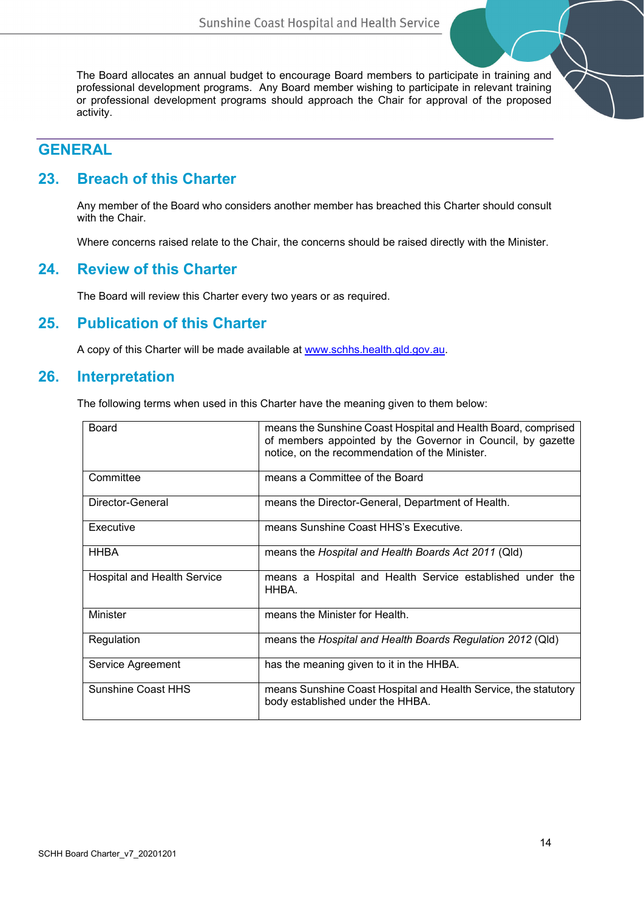The Board allocates an annual budget to encourage Board members to participate in training and professional development programs. Any Board member wishing to participate in relevant training or professional development programs should approach the Chair for approval of the proposed activity.

# GENERAL

## 23. Breach of this Charter

Any member of the Board who considers another member has breached this Charter should consult with the Chair.

Where concerns raised relate to the Chair, the concerns should be raised directly with the Minister.

## 24. Review of this Charter

The Board will review this Charter every two years or as required.

## 25. Publication of this Charter

A copy of this Charter will be made available at [www.schhs.health.qld.gov.au](http://www.schhs.health.qld.gov.au).

## 26. Interpretation

The following terms when used in this Charter have the meaning given to them below:

| Term | Meaning |
|---|---|
| Board | means the Sunshine Coast Hospital and Health Board, comprised of members appointed by the Governor in Council, by gazette notice, on the recommendation of the Minister. |
| Committee | means a Committee of the Board |
| Director-General | means the Director-General, Department of Health. |
| Executive | means Sunshine Coast HHS's Executive. |
| HHBA | means the *Hospital and Health Boards Act 2011* (Qld) |
| Hospital and Health Service | means a Hospital and Health Service established under the HHBA. |
| Minister | means the Minister for Health. |
| Regulation | means the *Hospital and Health Boards Regulation 2012* (Qld) |
| Service Agreement | has the meaning given to it in the HHBA. |
| Sunshine Coast HHS | means Sunshine Coast Hospital and Health Service, the statutory body established under the HHBA. |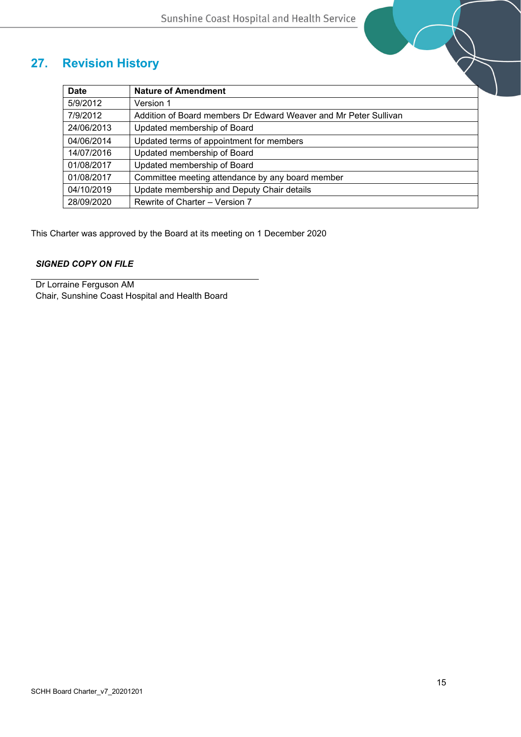## 27. Revision History

| Date | Nature of Amendment |
|---|---|
| 5/9/2012 | Version 1 |
| 7/9/2012 | Addition of Board members Dr Edward Weaver and Mr Peter Sullivan |
| 24/06/2013 | Updated membership of Board |
| 04/06/2014 | Updated terms of appointment for members |
| 14/07/2016 | Updated membership of Board |
| 01/08/2017 | Updated membership of Board |
| 01/08/2017 | Committee meeting attendance by any board member |
| 04/10/2019 | Update membership and Deputy Chair details |
| 28/09/2020 | Rewrite of Charter – Version 7 |

This Charter was approved by the Board at its meeting on 1 December 2020

***SIGNED COPY ON FILE***

Dr Lorraine Ferguson AM
Chair, Sunshine Coast Hospital and Health Board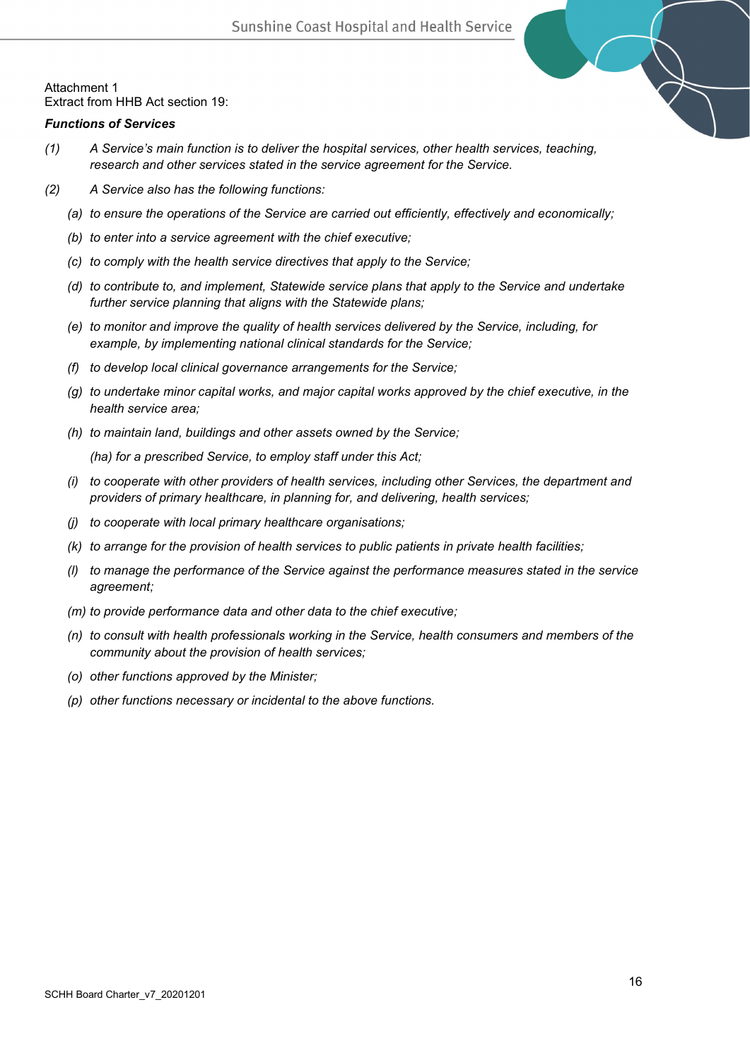Attachment 1
Extract from HHB Act section 19:

***Functions of Services***

*(1) A Service's main function is to deliver the hospital services, other health services, teaching, research and other services stated in the service agreement for the Service.*

*(2) A Service also has the following functions:*

*(a) to ensure the operations of the Service are carried out efficiently, effectively and economically;*

*(b) to enter into a service agreement with the chief executive;*

*(c) to comply with the health service directives that apply to the Service;*

*(d) to contribute to, and implement, Statewide service plans that apply to the Service and undertake further service planning that aligns with the Statewide plans;*

*(e) to monitor and improve the quality of health services delivered by the Service, including, for example, by implementing national clinical standards for the Service;*

*(f) to develop local clinical governance arrangements for the Service;*

*(g) to undertake minor capital works, and major capital works approved by the chief executive, in the health service area;*

*(h) to maintain land, buildings and other assets owned by the Service;*

*(ha) for a prescribed Service, to employ staff under this Act;*

*(i) to cooperate with other providers of health services, including other Services, the department and providers of primary healthcare, in planning for, and delivering, health services;*

*(j) to cooperate with local primary healthcare organisations;*

*(k) to arrange for the provision of health services to public patients in private health facilities;*

*(l) to manage the performance of the Service against the performance measures stated in the service agreement;*

*(m) to provide performance data and other data to the chief executive;*

*(n) to consult with health professionals working in the Service, health consumers and members of the community about the provision of health services;*

*(o) other functions approved by the Minister;*

*(p) other functions necessary or incidental to the above functions.*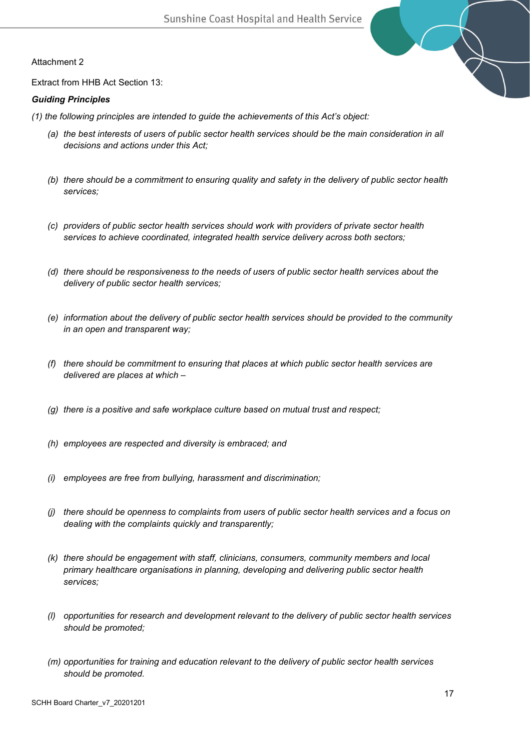Attachment 2

Extract from HHB Act Section 13:

***Guiding Principles***

*(1) the following principles are intended to guide the achievements of this Act's object:*

*(a) the best interests of users of public sector health services should be the main consideration in all decisions and actions under this Act;*

*(b) there should be a commitment to ensuring quality and safety in the delivery of public sector health services;*

*(c) providers of public sector health services should work with providers of private sector health services to achieve coordinated, integrated health service delivery across both sectors;*

*(d) there should be responsiveness to the needs of users of public sector health services about the delivery of public sector health services;*

*(e) information about the delivery of public sector health services should be provided to the community in an open and transparent way;*

*(f) there should be commitment to ensuring that places at which public sector health services are delivered are places at which –*

*(g) there is a positive and safe workplace culture based on mutual trust and respect;*

*(h) employees are respected and diversity is embraced; and*

*(i) employees are free from bullying, harassment and discrimination;*

*(j) there should be openness to complaints from users of public sector health services and a focus on dealing with the complaints quickly and transparently;*

*(k) there should be engagement with staff, clinicians, consumers, community members and local primary healthcare organisations in planning, developing and delivering public sector health services;*

*(l) opportunities for research and development relevant to the delivery of public sector health services should be promoted;*

*(m) opportunities for training and education relevant to the delivery of public sector health services should be promoted.*